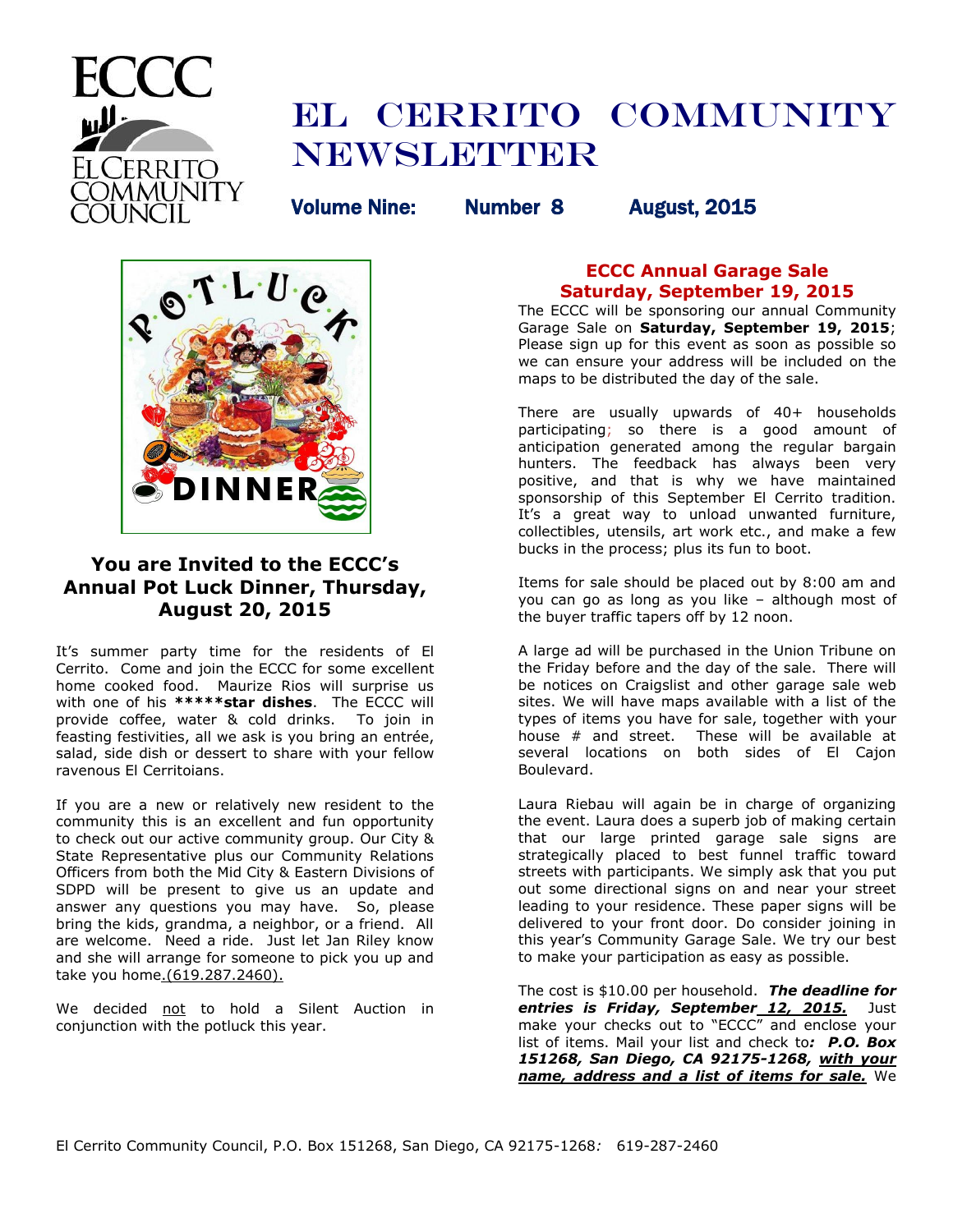# El Cerrito Community Newsletter

**Volume Nine: Number 8 August, 2015**

## You are Invited to the ECCC's Annual Pot Luck Dinner, Thursday, August 20, 2015

It's summer party time for the residents of El Cerrito. Come and join the ECCC for some excellent home cooked food. Maurize Rios will surprise us with one of his *****star dishes**. The ECCC will provide coffee, water & cold drinks. To join in feasting festivities, all we ask is you bring an entrée, salad, side dish or dessert to share with your fellow ravenous El Cerritoians.

If you are a new or relatively new resident to the community this is an excellent and fun opportunity to check out our active community group. Our City & State Representative plus our Community Relations Officers from both the Mid City & Eastern Divisions of SDPD will be present to give us an update and answer any questions you may have. So, please bring the kids, grandma, a neighbor, or a friend. All are welcome. Need a ride. Just let Jan Riley know and she will arrange for someone to pick you up and take you home.(619.287.2460).

We decided not to hold a Silent Auction in conjunction with the potluck this year.

## ECCC Annual Garage Sale Saturday, September 19, 2015

The ECCC will be sponsoring our annual Community Garage Sale on **Saturday, September 19, 2015**; Please sign up for this event as soon as possible so we can ensure your address will be included on the maps to be distributed the day of the sale.

There are usually upwards of 40+ households participating; so there is a good amount of anticipation generated among the regular bargain hunters. The feedback has always been very positive, and that is why we have maintained sponsorship of this September El Cerrito tradition. It's a great way to unload unwanted furniture, collectibles, utensils, art work etc., and make a few bucks in the process; plus its fun to boot.

Items for sale should be placed out by 8:00 am and you can go as long as you like – although most of the buyer traffic tapers off by 12 noon.

A large ad will be purchased in the Union Tribune on the Friday before and the day of the sale. There will be notices on Craigslist and other garage sale web sites. We will have maps available with a list of the types of items you have for sale, together with your house # and street. These will be available at several locations on both sides of El Cajon Boulevard.

Laura Riebau will again be in charge of organizing the event. Laura does a superb job of making certain that our large printed garage sale signs are strategically placed to best funnel traffic toward streets with participants. We simply ask that you put out some directional signs on and near your street leading to your residence. These paper signs will be delivered to your front door. Do consider joining in this year's Community Garage Sale. We try our best to make your participation as easy as possible.

The cost is $10.00 per household. ***The deadline for entries is Friday, September 12, 2015.*** Just make your checks out to "ECCC" and enclose your list of items. Mail your list and check to***: P.O. Box 151268, San Diego, CA 92175-1268, with your name, address and a list of items for sale.*** We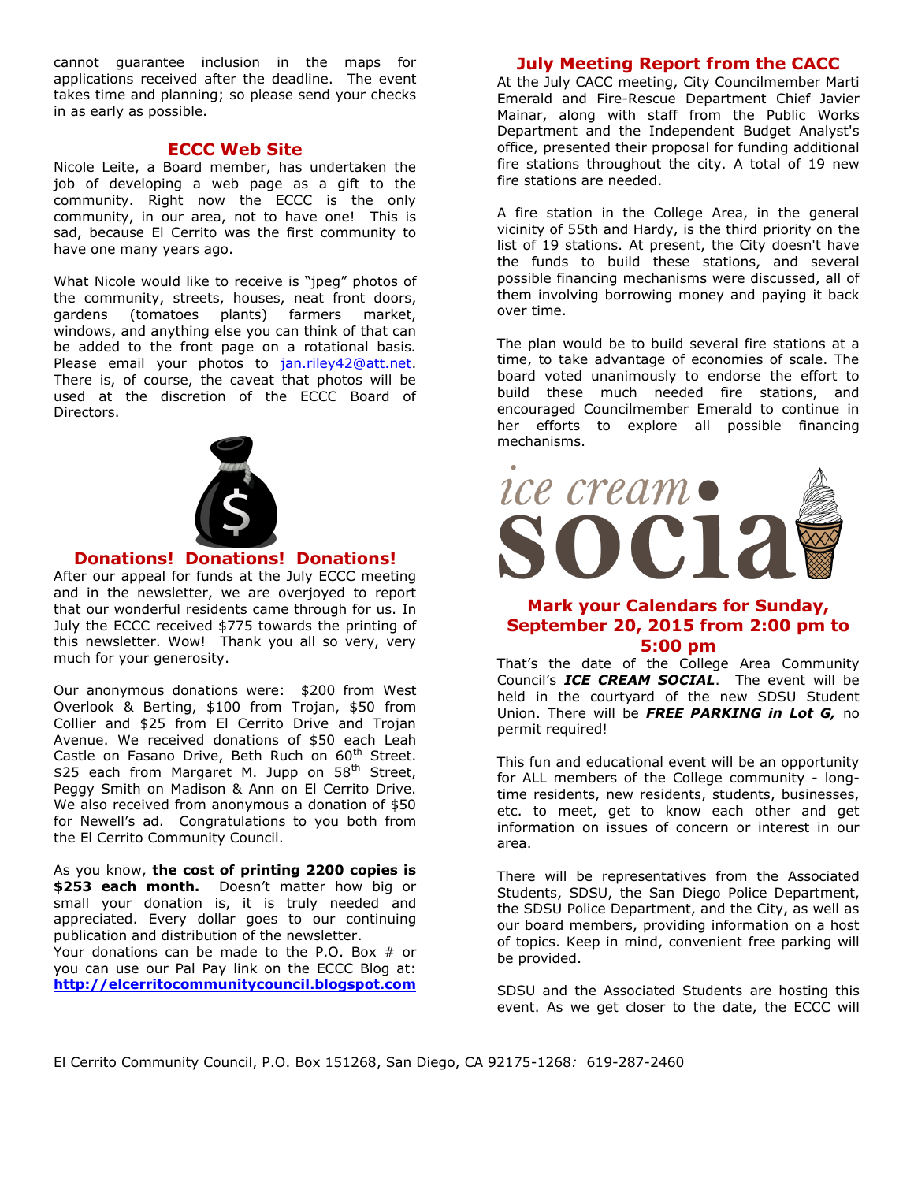cannot guarantee inclusion in the maps for applications received after the deadline. The event takes time and planning; so please send your checks in as early as possible.

## ECCC Web Site

Nicole Leite, a Board member, has undertaken the job of developing a web page as a gift to the community. Right now the ECCC is the only community, in our area, not to have one! This is sad, because El Cerrito was the first community to have one many years ago.

What Nicole would like to receive is "jpeg" photos of the community, streets, houses, neat front doors, gardens (tomatoes plants) farmers market, windows, and anything else you can think of that can be added to the front page on a rotational basis. Please email your photos to jan.riley42@att.net. There is, of course, the caveat that photos will be used at the discretion of the ECCC Board of Directors.

## Donations! Donations! Donations!

After our appeal for funds at the July ECCC meeting and in the newsletter, we are overjoyed to report that our wonderful residents came through for us. In July the ECCC received $775 towards the printing of this newsletter. Wow! Thank you all so very, very much for your generosity.

Our anonymous donations were: $200 from West Overlook & Berting, $100 from Trojan, $50 from Collier and $25 from El Cerrito Drive and Trojan Avenue. We received donations of $50 each Leah Castle on Fasano Drive, Beth Ruch on 60th Street. $25 each from Margaret M. Jupp on 58th Street, Peggy Smith on Madison & Ann on El Cerrito Drive. We also received from anonymous a donation of $50 for Newell's ad. Congratulations to you both from the El Cerrito Community Council.

As you know, **the cost of printing 2200 copies is $253 each month.** Doesn't matter how big or small your donation is, it is truly needed and appreciated. Every dollar goes to our continuing publication and distribution of the newsletter.
Your donations can be made to the P.O. Box # or you can use our Pal Pay link on the ECCC Blog at: **http://elcerritocommunitycouncil.blogspot.com**

## July Meeting Report from the CACC

At the July CACC meeting, City Councilmember Marti Emerald and Fire-Rescue Department Chief Javier Mainar, along with staff from the Public Works Department and the Independent Budget Analyst's office, presented their proposal for funding additional fire stations throughout the city. A total of 19 new fire stations are needed.

A fire station in the College Area, in the general vicinity of 55th and Hardy, is the third priority on the list of 19 stations. At present, the City doesn't have the funds to build these stations, and several possible financing mechanisms were discussed, all of them involving borrowing money and paying it back over time.

The plan would be to build several fire stations at a time, to take advantage of economies of scale. The board voted unanimously to endorse the effort to build these much needed fire stations, and encouraged Councilmember Emerald to continue in her efforts to explore all possible financing mechanisms.

ice cream • social

## Mark your Calendars for Sunday, September 20, 2015 from 2:00 pm to 5:00 pm

That's the date of the College Area Community Council's ***ICE CREAM SOCIAL***. The event will be held in the courtyard of the new SDSU Student Union. There will be ***FREE PARKING in Lot G,*** no permit required!

This fun and educational event will be an opportunity for ALL members of the College community - long-time residents, new residents, students, businesses, etc. to meet, get to know each other and get information on issues of concern or interest in our area.

There will be representatives from the Associated Students, SDSU, the San Diego Police Department, the SDSU Police Department, and the City, as well as our board members, providing information on a host of topics. Keep in mind, convenient free parking will be provided.

SDSU and the Associated Students are hosting this event. As we get closer to the date, the ECCC will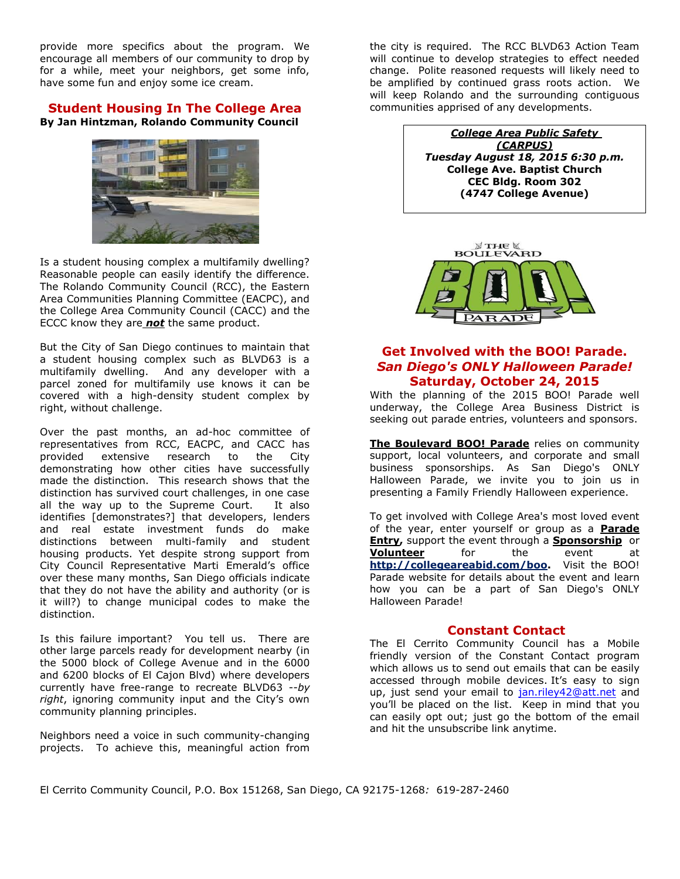provide more specifics about the program. We encourage all members of our community to drop by for a while, meet your neighbors, get some info, have some fun and enjoy some ice cream.

## Student Housing In The College Area

**By Jan Hintzman, Rolando Community Council**

Is a student housing complex a multifamily dwelling? Reasonable people can easily identify the difference. The Rolando Community Council (RCC), the Eastern Area Communities Planning Committee (EACPC), and the College Area Community Council (CACC) and the ECCC know they are ***not*** the same product.

But the City of San Diego continues to maintain that a student housing complex such as BLVD63 is a multifamily dwelling. And any developer with a parcel zoned for multifamily use knows it can be covered with a high-density student complex by right, without challenge.

Over the past months, an ad-hoc committee of representatives from RCC, EACPC, and CACC has provided extensive research to the City demonstrating how other cities have successfully made the distinction. This research shows that the distinction has survived court challenges, in one case all the way up to the Supreme Court. It also identifies [demonstrates?] that developers, lenders and real estate investment funds do make distinctions between multi-family and student housing products. Yet despite strong support from City Council Representative Marti Emerald's office over these many months, San Diego officials indicate that they do not have the ability and authority (or is it will?) to change municipal codes to make the distinction.

Is this failure important? You tell us. There are other large parcels ready for development nearby (in the 5000 block of College Avenue and in the 6000 and 6200 blocks of El Cajon Blvd) where developers currently have free-range to recreate BLVD63 --*by right*, ignoring community input and the City's own community planning principles.

Neighbors need a voice in such community-changing projects. To achieve this, meaningful action from the city is required. The RCC BLVD63 Action Team will continue to develop strategies to effect needed change. Polite reasoned requests will likely need to be amplified by continued grass roots action. We will keep Rolando and the surrounding contiguous communities apprised of any developments.

***College Area Public Safety (CARPUS)***
***Tuesday August 18, 2015 6:30 p.m.***
**College Ave. Baptist Church**
**CEC Bldg. Room 302**
**(4747 College Avenue)**

## Get Involved with the BOO! Parade.
## *San Diego's ONLY Halloween Parade!*
## Saturday, October 24, 2015

With the planning of the 2015 BOO! Parade well underway, the College Area Business District is seeking out parade entries, volunteers and sponsors.

**The Boulevard BOO! Parade** relies on community support, local volunteers, and corporate and small business sponsorships. As San Diego's ONLY Halloween Parade, we invite you to join us in presenting a Family Friendly Halloween experience.

To get involved with College Area's most loved event of the year, enter yourself or group as a **Parade Entry,** support the event through a **Sponsorship** or **Volunteer** for the event at **http://collegeareabid.com/boo.** Visit the BOO! Parade website for details about the event and learn how you can be a part of San Diego's ONLY Halloween Parade!

## Constant Contact

The El Cerrito Community Council has a Mobile friendly version of the Constant Contact program which allows us to send out emails that can be easily accessed through mobile devices. It's easy to sign up, just send your email to jan.riley42@att.net and you'll be placed on the list. Keep in mind that you can easily opt out; just go the bottom of the email and hit the unsubscribe link anytime.

El Cerrito Community Council, P.O. Box 151268, San Diego, CA 92175-1268*:* 619-287-2460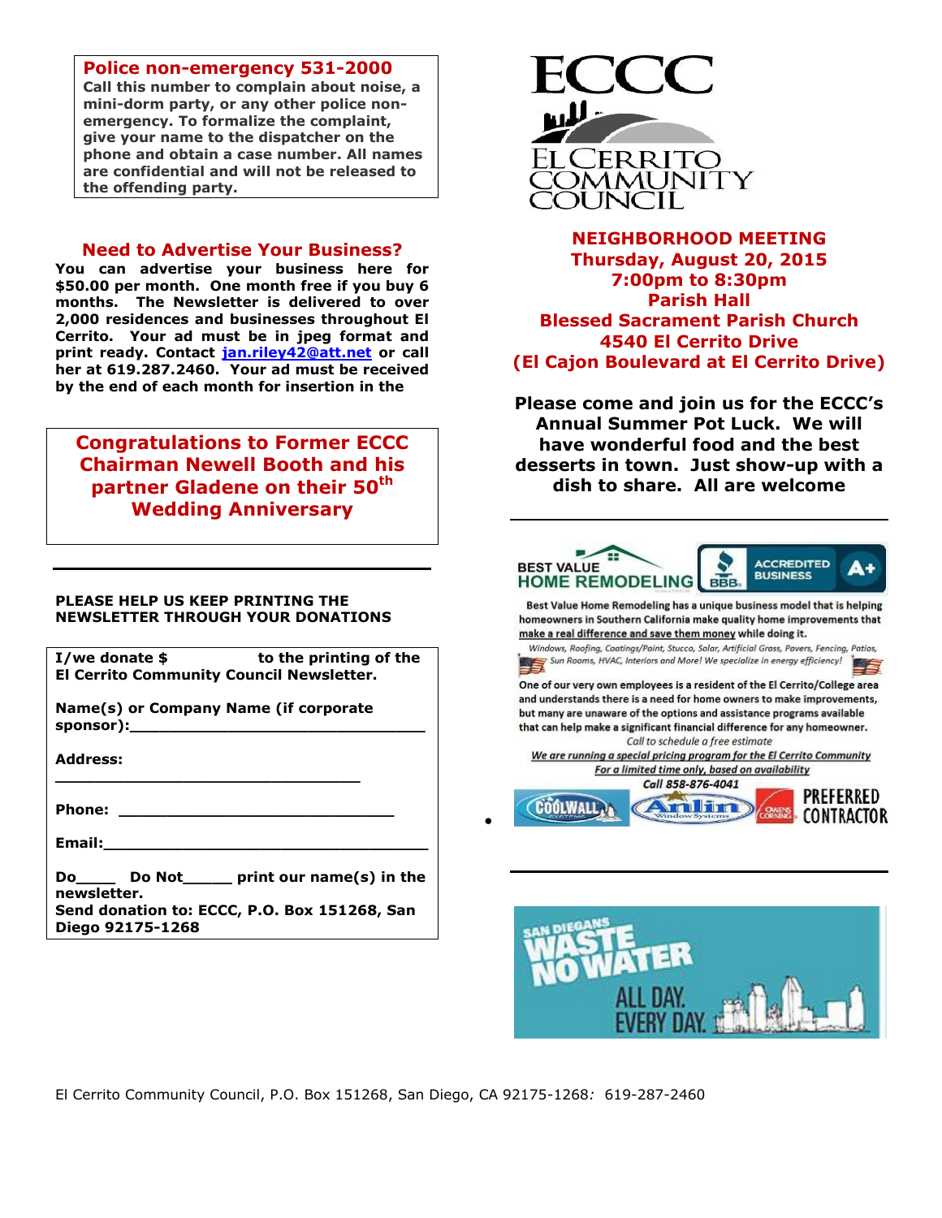## Police non-emergency 531-2000

**Call this number to complain about noise, a mini-dorm party, or any other police non-emergency. To formalize the complaint, give your name to the dispatcher on the phone and obtain a case number. All names are confidential and will not be released to the offending party.**

## Need to Advertise Your Business?

**You can advertise your business here for $50.00 per month. One month free if you buy 6 months. The Newsletter is delivered to over 2,000 residences and businesses throughout El Cerrito. Your ad must be in jpeg format and print ready. Contact jan.riley42@att.net or call her at 619.287.2460. Your ad must be received by the end of each month for insertion in the**

## Congratulations to Former ECCC Chairman Newell Booth and his partner Gladene on their 50th Wedding Anniversary

---

**PLEASE HELP US KEEP PRINTING THE NEWSLETTER THROUGH YOUR DONATIONS**

**I/we donate $ to the printing of the El Cerrito Community Council Newsletter.**

**Name(s) or Company Name (if corporate sponsor):________________________________**

**Address:**
**_________________________________**

**Phone: ______________________________**

**Email:____________________________________**

**Do____ Do Not_____ print our name(s) in the newsletter.**
**Send donation to: ECCC, P.O. Box 151268, San Diego 92175-1268**

# ECCC
## EL CERRITO COMMUNITY COUNCIL

## NEIGHBORHOOD MEETING
**Thursday, August 20, 2015**
**7:00pm to 8:30pm**
**Parish Hall**
**Blessed Sacrament Parish Church**
**4540 El Cerrito Drive**
**(El Cajon Boulevard at El Cerrito Drive)**

**Please come and join us for the ECCC's Annual Summer Pot Luck. We will have wonderful food and the best desserts in town. Just show-up with a dish to share. All are welcome**

---

BEST VALUE HOME REMODELING — BBB ACCREDITED BUSINESS A+

Best Value Home Remodeling has a unique business model that is helping homeowners in Southern California make quality home improvements that make a real difference and save them money while doing it.

*Windows, Roofing, Coatings/Paint, Stucco, Solar, Artificial Grass, Pavers, Fencing, Patios, Sun Rooms, HVAC, Interiors and More! We specialize in energy efficiency!*

One of our very own employees is a resident of the El Cerrito/College area and understands there is a need for home owners to make improvements, but many are unaware of the options and assistance programs available that can help make a significant financial difference for any homeowner.

*Call to schedule a free estimate*

*We are running a special pricing program for the El Cerrito Community*

*For a limited time only, based on availability*

*Call 858-876-4041*

COOLWALL — Anlin Window Systems — OWENS CORNING PREFERRED CONTRACTOR

---

SAN DIEGANS WASTE NO WATER ALL DAY. EVERY DAY.

El Cerrito Community Council, P.O. Box 151268, San Diego, CA 92175-1268*:* 619-287-2460